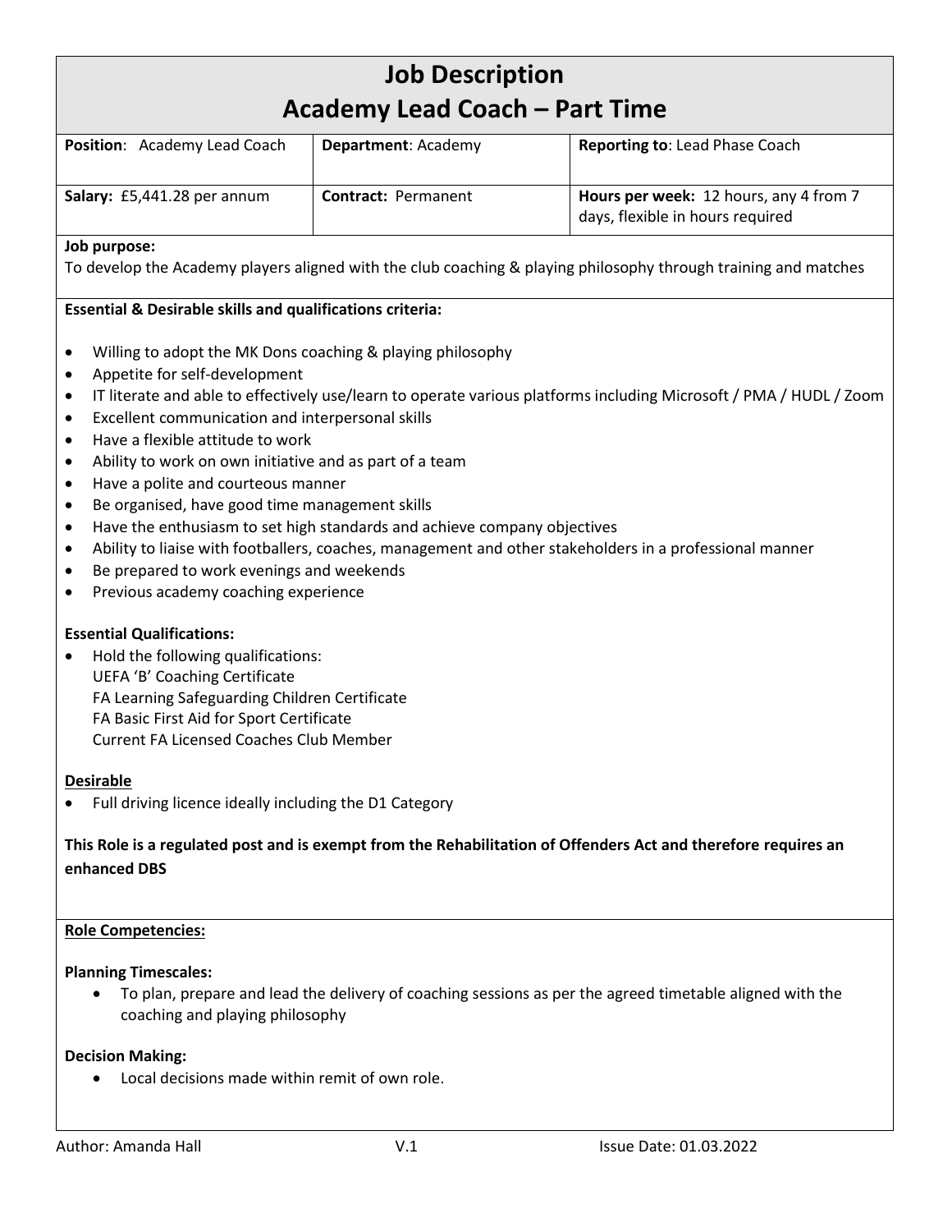# Job Description
# Academy Lead Coach – Part Time

| **Position**: Academy Lead Coach | **Department**: Academy | **Reporting to**: Lead Phase Coach |
|---|---|---|
| **Salary:** £5,441.28 per annum | **Contract:** Permanent | **Hours per week:** 12 hours, any 4 from 7 days, flexible in hours required |

**Job purpose:**
To develop the Academy players aligned with the club coaching & playing philosophy through training and matches

**Essential & Desirable skills and qualifications criteria:**

- Willing to adopt the MK Dons coaching & playing philosophy
- Appetite for self-development
- IT literate and able to effectively use/learn to operate various platforms including Microsoft / PMA / HUDL / Zoom
- Excellent communication and interpersonal skills
- Have a flexible attitude to work
- Ability to work on own initiative and as part of a team
- Have a polite and courteous manner
- Be organised, have good time management skills
- Have the enthusiasm to set high standards and achieve company objectives
- Ability to liaise with footballers, coaches, management and other stakeholders in a professional manner
- Be prepared to work evenings and weekends
- Previous academy coaching experience

**Essential Qualifications:**

- Hold the following qualifications:
  UEFA 'B' Coaching Certificate
  FA Learning Safeguarding Children Certificate
  FA Basic First Aid for Sport Certificate
  Current FA Licensed Coaches Club Member

**Desirable**

- Full driving licence ideally including the D1 Category

**This Role is a regulated post and is exempt from the Rehabilitation of Offenders Act and therefore requires an enhanced DBS**

**Role Competencies:**

**Planning Timescales:**

- To plan, prepare and lead the delivery of coaching sessions as per the agreed timetable aligned with the coaching and playing philosophy

**Decision Making:**

- Local decisions made within remit of own role.

Author: Amanda Hall | V.1 | Issue Date: 01.03.2022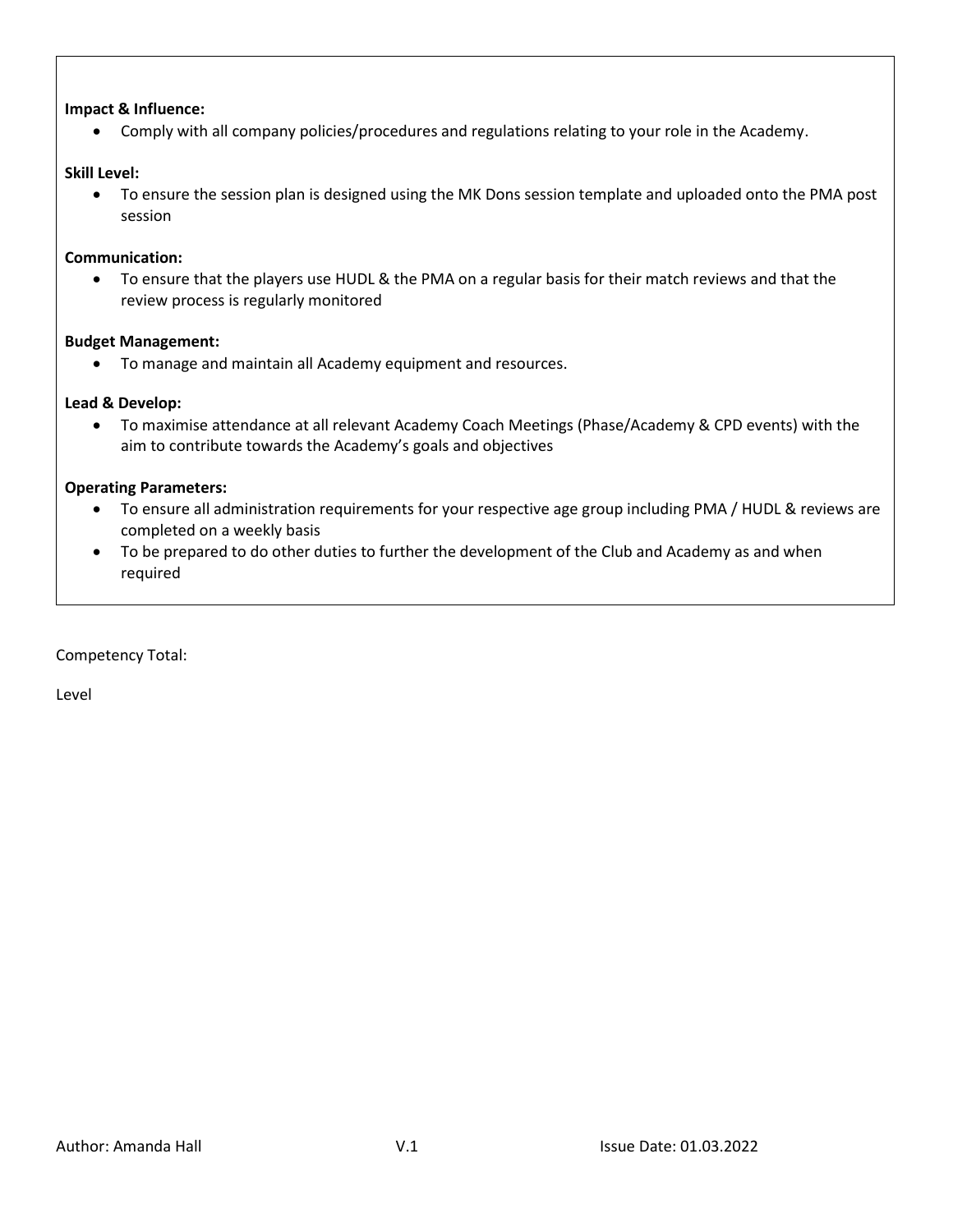**Impact & Influence:**

- Comply with all company policies/procedures and regulations relating to your role in the Academy.

**Skill Level:**

- To ensure the session plan is designed using the MK Dons session template and uploaded onto the PMA post session

**Communication:**

- To ensure that the players use HUDL & the PMA on a regular basis for their match reviews and that the review process is regularly monitored

**Budget Management:**

- To manage and maintain all Academy equipment and resources.

**Lead & Develop:**

- To maximise attendance at all relevant Academy Coach Meetings (Phase/Academy & CPD events) with the aim to contribute towards the Academy's goals and objectives

**Operating Parameters:**

- To ensure all administration requirements for your respective age group including PMA / HUDL & reviews are completed on a weekly basis
- To be prepared to do other duties to further the development of the Club and Academy as and when required

Competency Total:

Level

Author: Amanda Hall V.1 Issue Date: 01.03.2022